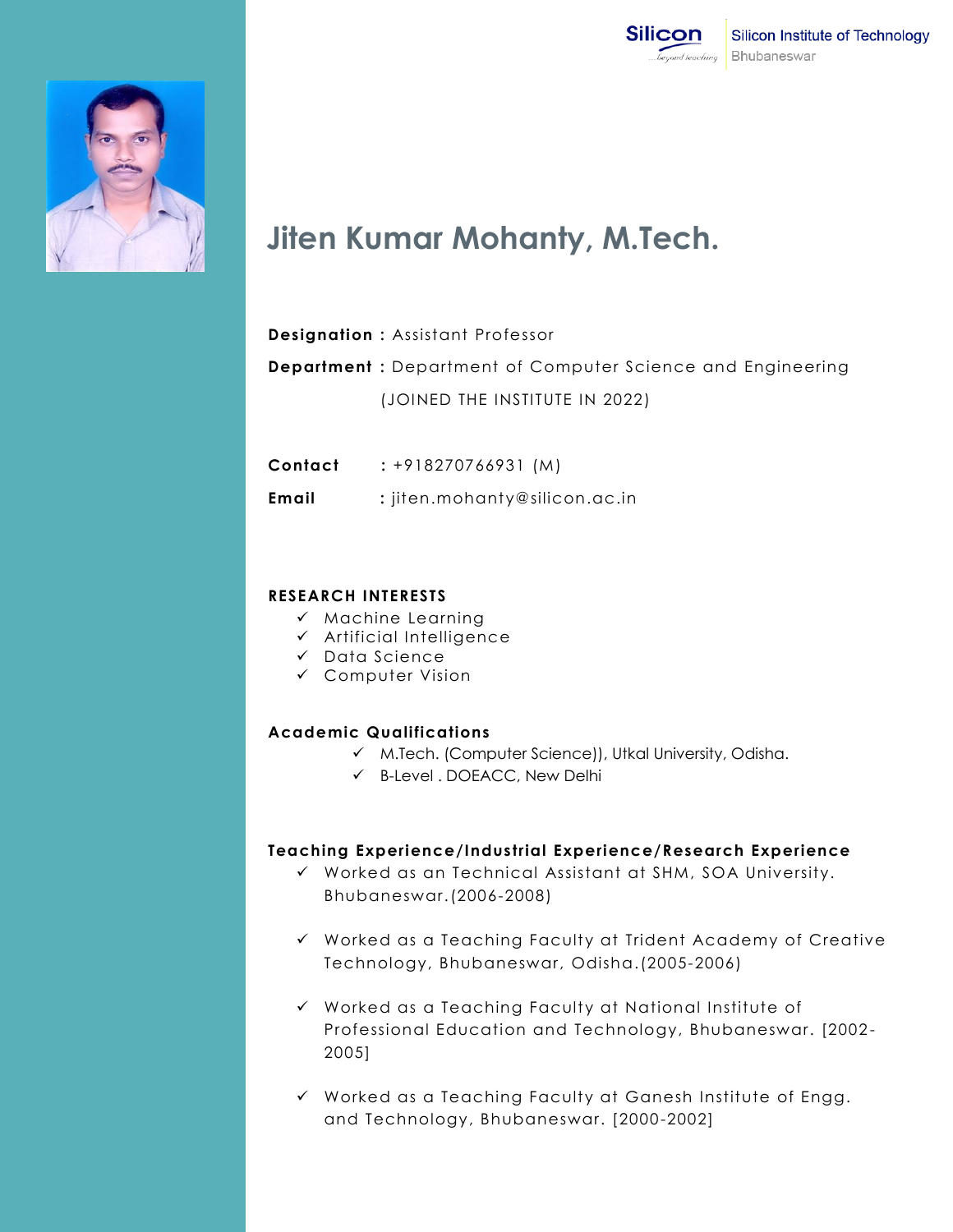Silicon Institute of Technology
Bhubaneswar

# Jiten Kumar Mohanty, M.Tech.

**Designation :** Assistant Professor

**Department :** Department of Computer Science and Engineering

(JOINED THE INSTITUTE IN 2022)

**Contact** : +918270766931 (M)

**Email** : jiten.mohanty@silicon.ac.in

## RESEARCH INTERESTS

- ✓ Machine Learning
- ✓ Artificial Intelligence
- ✓ Data Science
- ✓ Computer Vision

## Academic Qualifications

- ✓ M.Tech. (Computer Science)), Utkal University, Odisha.
- ✓ B-Level . DOEACC, New Delhi

## Teaching Experience/Industrial Experience/Research Experience

- ✓ Worked as an Technical Assistant at SHM, SOA University. Bhubaneswar.(2006-2008)
- ✓ Worked as a Teaching Faculty at Trident Academy of Creative Technology, Bhubaneswar, Odisha.(2005-2006)
- ✓ Worked as a Teaching Faculty at National Institute of Professional Education and Technology, Bhubaneswar. [2002-2005]
- ✓ Worked as a Teaching Faculty at Ganesh Institute of Engg. and Technology, Bhubaneswar. [2000-2002]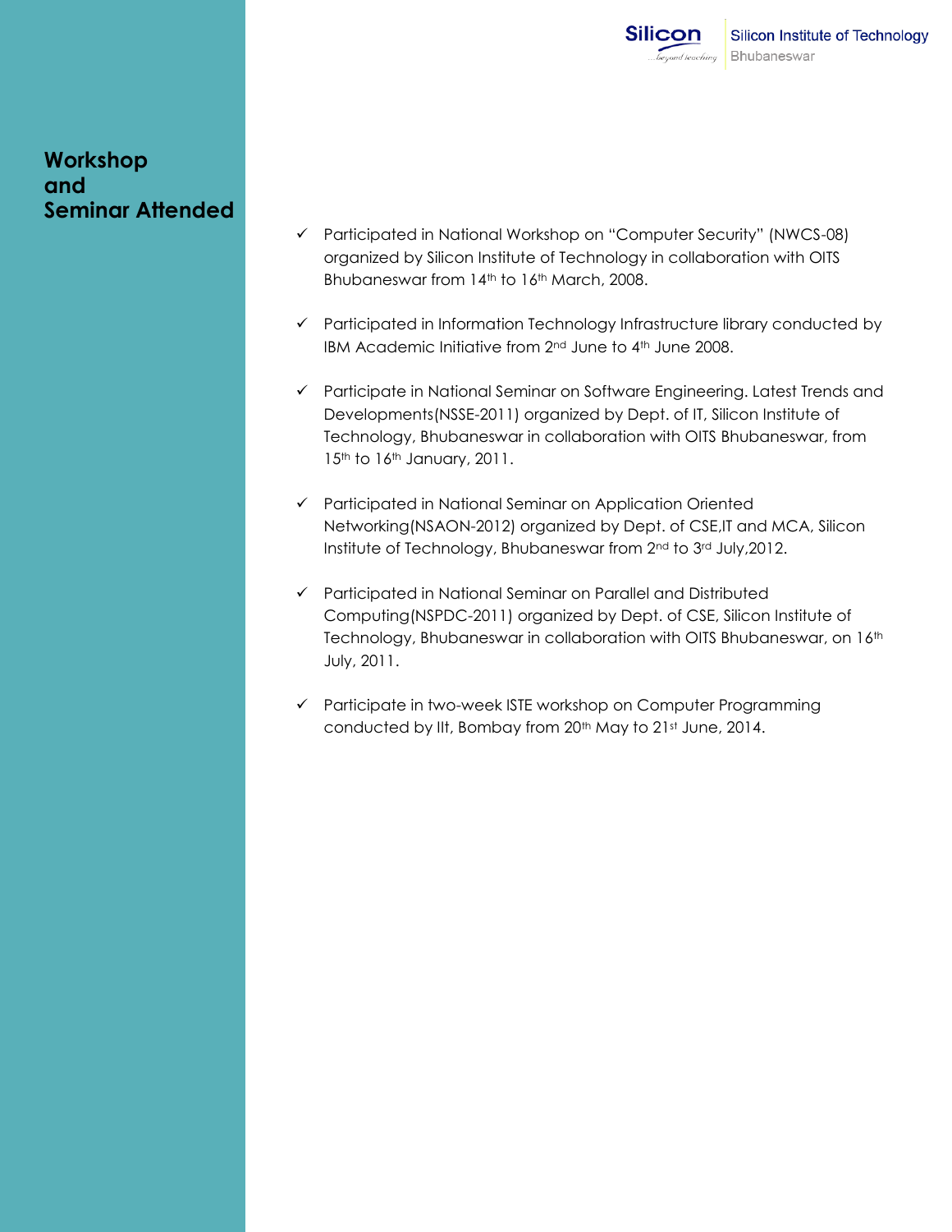## Workshop and Seminar Attended

- Participated in National Workshop on "Computer Security" (NWCS-08) organized by Silicon Institute of Technology in collaboration with OITS Bhubaneswar from 14th to 16th March, 2008.

- Participated in Information Technology Infrastructure library conducted by IBM Academic Initiative from 2nd June to 4th June 2008.

- Participate in National Seminar on Software Engineering. Latest Trends and Developments(NSSE-2011) organized by Dept. of IT, Silicon Institute of Technology, Bhubaneswar in collaboration with OITS Bhubaneswar, from 15th to 16th January, 2011.

- Participated in National Seminar on Application Oriented Networking(NSAON-2012) organized by Dept. of CSE,IT and MCA, Silicon Institute of Technology, Bhubaneswar from 2nd to 3rd July,2012.

- Participated in National Seminar on Parallel and Distributed Computing(NSPDC-2011) organized by Dept. of CSE, Silicon Institute of Technology, Bhubaneswar in collaboration with OITS Bhubaneswar, on 16th July, 2011.

- Participate in two-week ISTE workshop on Computer Programming conducted by IIt, Bombay from 20th May to 21st June, 2014.